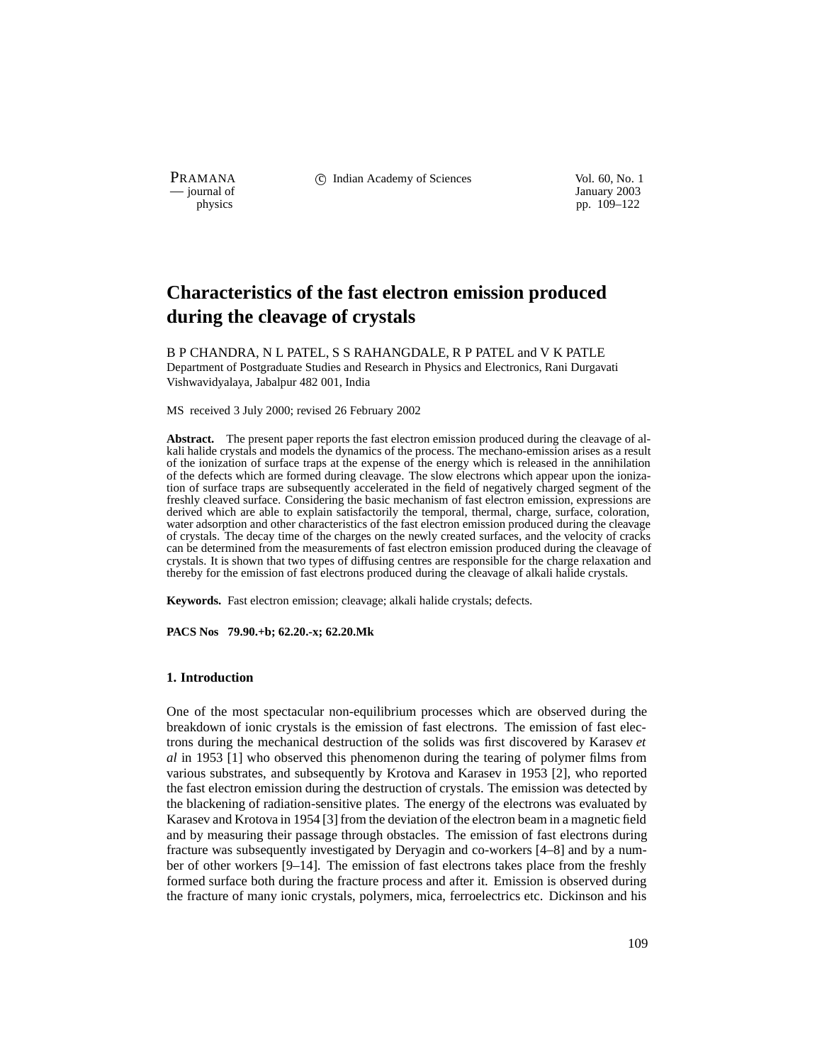# Characteristics of the fast electron emission produced during the cleavage of crystals

B P CHANDRA, N L PATEL, S S RAHANGDALE, R P PATEL and V K PATLE
Department of Postgraduate Studies and Research in Physics and Electronics, Rani Durgavati Vishwavidyalaya, Jabalpur 482 001, India

MS received 3 July 2000; revised 26 February 2002

**Abstract.** The present paper reports the fast electron emission produced during the cleavage of alkali halide crystals and models the dynamics of the process. The mechano-emission arises as a result of the ionization of surface traps at the expense of the energy which is released in the annihilation of the defects which are formed during cleavage. The slow electrons which appear upon the ionization of surface traps are subsequently accelerated in the field of negatively charged segment of the freshly cleaved surface. Considering the basic mechanism of fast electron emission, expressions are derived which are able to explain satisfactorily the temporal, thermal, charge, surface, coloration, water adsorption and other characteristics of the fast electron emission produced during the cleavage of crystals. The decay time of the charges on the newly created surfaces, and the velocity of cracks can be determined from the measurements of fast electron emission produced during the cleavage of crystals. It is shown that two types of diffusing centres are responsible for the charge relaxation and thereby for the emission of fast electrons produced during the cleavage of alkali halide crystals.

**Keywords.** Fast electron emission; cleavage; alkali halide crystals; defects.

**PACS Nos 79.90.+b; 62.20.-x; 62.20.Mk**

## 1. Introduction

One of the most spectacular non-equilibrium processes which are observed during the breakdown of ionic crystals is the emission of fast electrons. The emission of fast electrons during the mechanical destruction of the solids was first discovered by Karasev *et al* in 1953 [1] who observed this phenomenon during the tearing of polymer films from various substrates, and subsequently by Krotova and Karasev in 1953 [2], who reported the fast electron emission during the destruction of crystals. The emission was detected by the blackening of radiation-sensitive plates. The energy of the electrons was evaluated by Karasev and Krotova in 1954 [3] from the deviation of the electron beam in a magnetic field and by measuring their passage through obstacles. The emission of fast electrons during fracture was subsequently investigated by Deryagin and co-workers [4–8] and by a number of other workers [9–14]. The emission of fast electrons takes place from the freshly formed surface both during the fracture process and after it. Emission is observed during the fracture of many ionic crystals, polymers, mica, ferroelectrics etc. Dickinson and his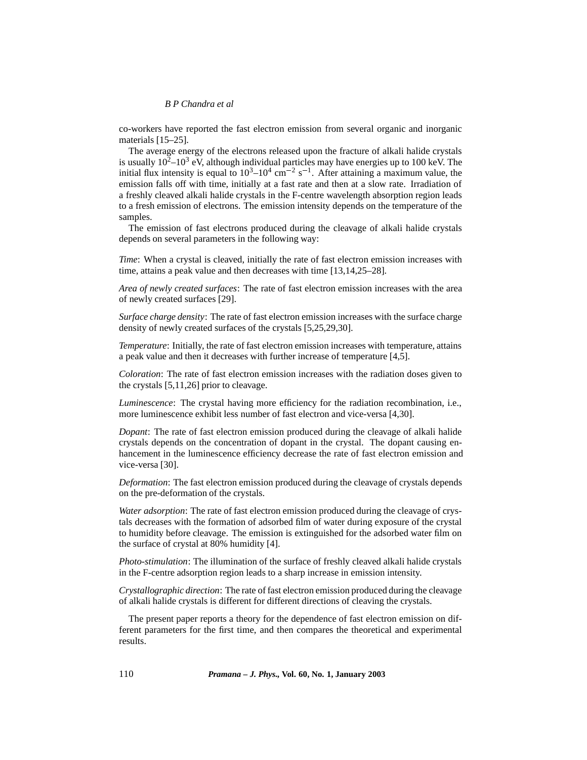co-workers have reported the fast electron emission from several organic and inorganic materials [15–25].

The average energy of the electrons released upon the fracture of alkali halide crystals is usually $10^2$–$10^3$ eV, although individual particles may have energies up to 100 keV. The initial flux intensity is equal to $10^3$–$10^4$ $\mathrm{cm^{-2}\ s^{-1}}$. After attaining a maximum value, the emission falls off with time, initially at a fast rate and then at a slow rate. Irradiation of a freshly cleaved alkali halide crystals in the F-centre wavelength absorption region leads to a fresh emission of electrons. The emission intensity depends on the temperature of the samples.

The emission of fast electrons produced during the cleavage of alkali halide crystals depends on several parameters in the following way:

*Time*: When a crystal is cleaved, initially the rate of fast electron emission increases with time, attains a peak value and then decreases with time [13,14,25–28].

*Area of newly created surfaces*: The rate of fast electron emission increases with the area of newly created surfaces [29].

*Surface charge density*: The rate of fast electron emission increases with the surface charge density of newly created surfaces of the crystals [5,25,29,30].

*Temperature*: Initially, the rate of fast electron emission increases with temperature, attains a peak value and then it decreases with further increase of temperature [4,5].

*Coloration*: The rate of fast electron emission increases with the radiation doses given to the crystals [5,11,26] prior to cleavage.

*Luminescence*: The crystal having more efficiency for the radiation recombination, i.e., more luminescence exhibit less number of fast electron and vice-versa [4,30].

*Dopant*: The rate of fast electron emission produced during the cleavage of alkali halide crystals depends on the concentration of dopant in the crystal. The dopant causing enhancement in the luminescence efficiency decrease the rate of fast electron emission and vice-versa [30].

*Deformation*: The fast electron emission produced during the cleavage of crystals depends on the pre-deformation of the crystals.

*Water adsorption*: The rate of fast electron emission produced during the cleavage of crystals decreases with the formation of adsorbed film of water during exposure of the crystal to humidity before cleavage. The emission is extinguished for the adsorbed water film on the surface of crystal at 80% humidity [4].

*Photo-stimulation*: The illumination of the surface of freshly cleaved alkali halide crystals in the F-centre adsorption region leads to a sharp increase in emission intensity.

*Crystallographic direction*: The rate of fast electron emission produced during the cleavage of alkali halide crystals is different for different directions of cleaving the crystals.

The present paper reports a theory for the dependence of fast electron emission on different parameters for the first time, and then compares the theoretical and experimental results.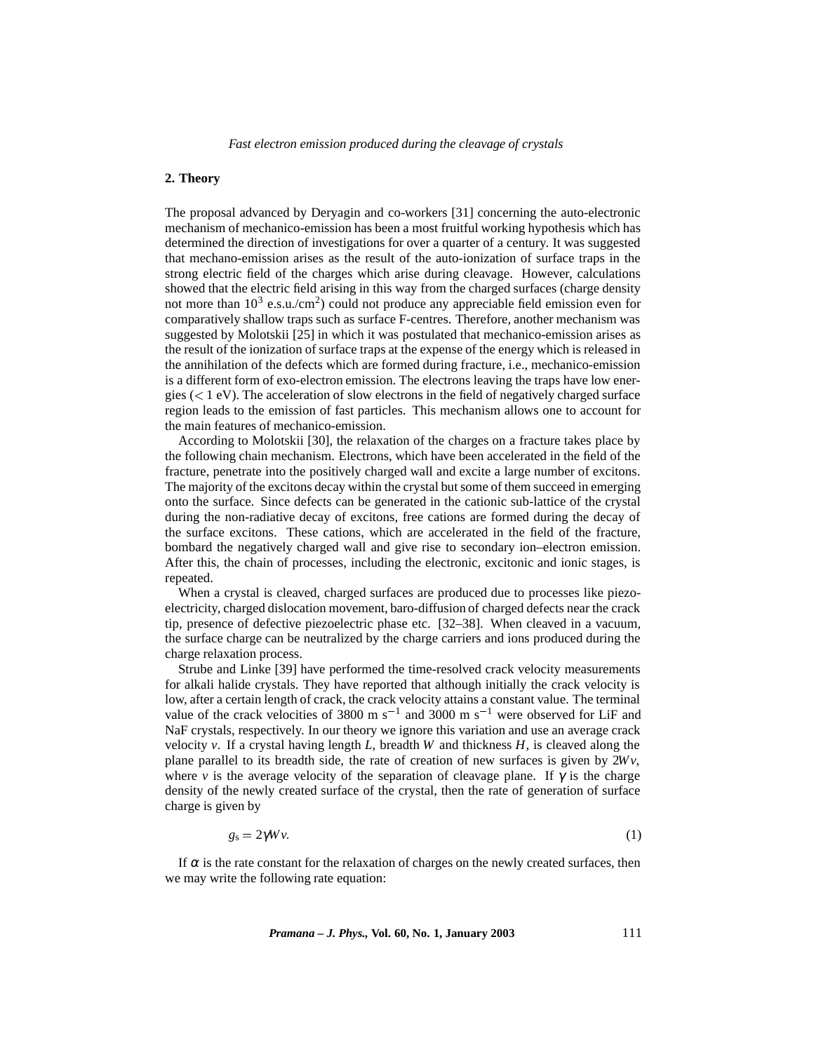## 2. Theory

The proposal advanced by Deryagin and co-workers [31] concerning the auto-electronic mechanism of mechanico-emission has been a most fruitful working hypothesis which has determined the direction of investigations for over a quarter of a century. It was suggested that mechano-emission arises as the result of the auto-ionization of surface traps in the strong electric field of the charges which arise during cleavage. However, calculations showed that the electric field arising in this way from the charged surfaces (charge density not more than $10^3$ e.s.u./cm$^2$) could not produce any appreciable field emission even for comparatively shallow traps such as surface F-centres. Therefore, another mechanism was suggested by Molotskii [25] in which it was postulated that mechanico-emission arises as the result of the ionization of surface traps at the expense of the energy which is released in the annihilation of the defects which are formed during fracture, i.e., mechanico-emission is a different form of exo-electron emission. The electrons leaving the traps have low energies ($< 1$ eV). The acceleration of slow electrons in the field of negatively charged surface region leads to the emission of fast particles. This mechanism allows one to account for the main features of mechanico-emission.

According to Molotskii [30], the relaxation of the charges on a fracture takes place by the following chain mechanism. Electrons, which have been accelerated in the field of the fracture, penetrate into the positively charged wall and excite a large number of excitons. The majority of the excitons decay within the crystal but some of them succeed in emerging onto the surface. Since defects can be generated in the cationic sub-lattice of the crystal during the non-radiative decay of excitons, free cations are formed during the decay of the surface excitons. These cations, which are accelerated in the field of the fracture, bombard the negatively charged wall and give rise to secondary ion–electron emission. After this, the chain of processes, including the electronic, excitonic and ionic stages, is repeated.

When a crystal is cleaved, charged surfaces are produced due to processes like piezoelectricity, charged dislocation movement, baro-diffusion of charged defects near the crack tip, presence of defective piezoelectric phase etc. [32–38]. When cleaved in a vacuum, the surface charge can be neutralized by the charge carriers and ions produced during the charge relaxation process.

Strube and Linke [39] have performed the time-resolved crack velocity measurements for alkali halide crystals. They have reported that although initially the crack velocity is low, after a certain length of crack, the crack velocity attains a constant value. The terminal value of the crack velocities of 3800 m s$^{-1}$ and 3000 m s$^{-1}$ were observed for LiF and NaF crystals, respectively. In our theory we ignore this variation and use an average crack velocity $v$. If a crystal having length $L$, breadth $W$ and thickness $H$, is cleaved along the plane parallel to its breadth side, the rate of creation of new surfaces is given by $2Wv$, where $v$ is the average velocity of the separation of cleavage plane. If $\gamma$ is the charge density of the newly created surface of the crystal, then the rate of generation of surface charge is given by

$$g_s = 2\gamma W v. \tag{1}$$

If $\alpha$ is the rate constant for the relaxation of charges on the newly created surfaces, then we may write the following rate equation: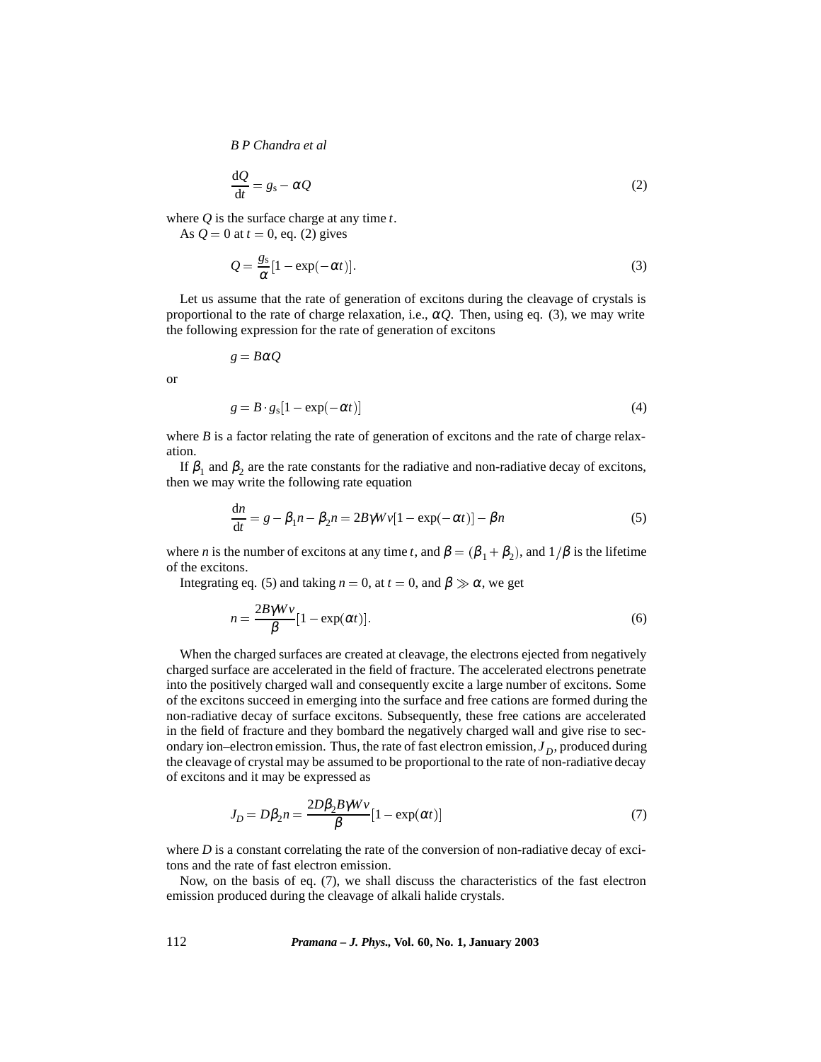$$\frac{\mathrm{d}Q}{\mathrm{d}t} = g_\mathrm{s} - \alpha Q \tag{2}$$

where $Q$ is the surface charge at any time $t$.

As $Q = 0$ at $t = 0$, eq. (2) gives

$$Q = \frac{g_\mathrm{s}}{\alpha}[1 - \exp(-\alpha t)]. \tag{3}$$

Let us assume that the rate of generation of excitons during the cleavage of crystals is proportional to the rate of charge relaxation, i.e., $\alpha Q$. Then, using eq. (3), we may write the following expression for the rate of generation of excitons

$$g = B\alpha Q$$

or

$$g = B \cdot g_\mathrm{s}[1 - \exp(-\alpha t)] \tag{4}$$

where $B$ is a factor relating the rate of generation of excitons and the rate of charge relaxation.

If $\beta_1$ and $\beta_2$ are the rate constants for the radiative and non-radiative decay of excitons, then we may write the following rate equation

$$\frac{\mathrm{d}n}{\mathrm{d}t} = g - \beta_1 n - \beta_2 n = 2B\gamma Wv[1 - \exp(-\alpha t)] - \beta n \tag{5}$$

where $n$ is the number of excitons at any time $t$, and $\beta = (\beta_1 + \beta_2)$, and $1/\beta$ is the lifetime of the excitons.

Integrating eq. (5) and taking $n = 0$, at $t = 0$, and $\beta \gg \alpha$, we get

$$n = \frac{2B\gamma Wv}{\beta}[1 - \exp(\alpha t)]. \tag{6}$$

When the charged surfaces are created at cleavage, the electrons ejected from negatively charged surface are accelerated in the field of fracture. The accelerated electrons penetrate into the positively charged wall and consequently excite a large number of excitons. Some of the excitons succeed in emerging into the surface and free cations are formed during the non-radiative decay of surface excitons. Subsequently, these free cations are accelerated in the field of fracture and they bombard the negatively charged wall and give rise to secondary ion–electron emission. Thus, the rate of fast electron emission, $J_D$, produced during the cleavage of crystal may be assumed to be proportional to the rate of non-radiative decay of excitons and it may be expressed as

$$J_D = D\beta_2 n = \frac{2D\beta_2 B\gamma Wv}{\beta}[1 - \exp(\alpha t)] \tag{7}$$

where $D$ is a constant correlating the rate of the conversion of non-radiative decay of excitons and the rate of fast electron emission.

Now, on the basis of eq. (7), we shall discuss the characteristics of the fast electron emission produced during the cleavage of alkali halide crystals.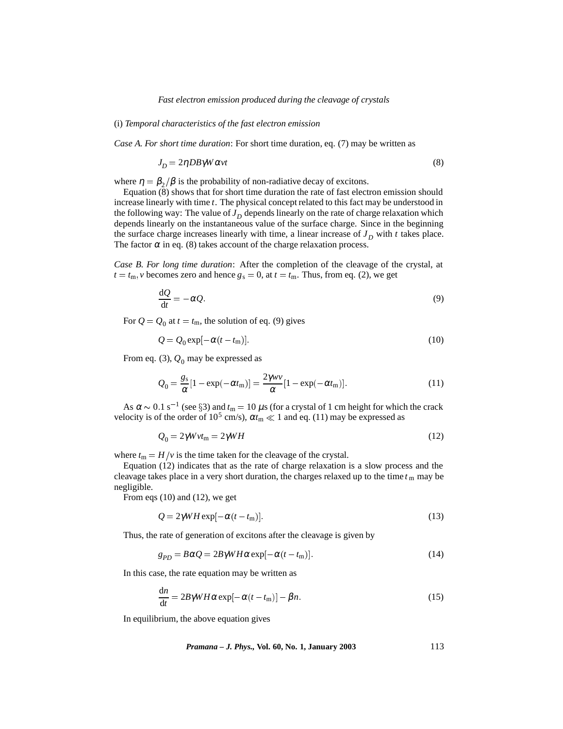(i) *Temporal characteristics of the fast electron emission*

*Case A. For short time duration*: For short time duration, eq. (7) may be written as

$$J_D = 2\eta DB\gamma W\alpha vt \tag{8}$$

where $\eta = \beta_2/\beta$ is the probability of non-radiative decay of excitons.

Equation (8) shows that for short time duration the rate of fast electron emission should increase linearly with time $t$. The physical concept related to this fact may be understood in the following way: The value of $J_D$ depends linearly on the rate of charge relaxation which depends linearly on the instantaneous value of the surface charge. Since in the beginning the surface charge increases linearly with time, a linear increase of $J_D$ with $t$ takes place. The factor $\alpha$ in eq. (8) takes account of the charge relaxation process.

*Case B. For long time duration*: After the completion of the cleavage of the crystal, at $t = t_\mathrm{m}$, $v$ becomes zero and hence $g_\mathrm{s} = 0$, at $t = t_\mathrm{m}$. Thus, from eq. (2), we get

$$\frac{\mathrm{d}Q}{\mathrm{d}t} = -\alpha Q. \tag{9}$$

For $Q = Q_0$ at $t = t_\mathrm{m}$, the solution of eq. (9) gives

$$Q = Q_0 \exp[-\alpha(t - t_\mathrm{m})]. \tag{10}$$

From eq. (3), $Q_0$ may be expressed as

$$Q_0 = \frac{g_\mathrm{s}}{\alpha}[1 - \exp(-\alpha t_\mathrm{m})] = \frac{2\gamma wv}{\alpha}[1 - \exp(-\alpha t_\mathrm{m})]. \tag{11}$$

As $\alpha \sim 0.1\ \mathrm{s}^{-1}$ (see §3) and $t_\mathrm{m} = 10\ \mu\mathrm{s}$ (for a crystal of 1 cm height for which the crack velocity is of the order of $10^5$ cm/s), $\alpha t_\mathrm{m} \ll 1$ and eq. (11) may be expressed as

$$Q_0 = 2\gamma W v t_\mathrm{m} = 2\gamma W H \tag{12}$$

where $t_\mathrm{m} = H/v$ is the time taken for the cleavage of the crystal.

Equation (12) indicates that as the rate of charge relaxation is a slow process and the cleavage takes place in a very short duration, the charges relaxed up to the time $t_\mathrm{m}$ may be negligible.

From eqs (10) and (12), we get

$$Q = 2\gamma W H \exp[-\alpha(t - t_\mathrm{m})]. \tag{13}$$

Thus, the rate of generation of excitons after the cleavage is given by

$$g_{PD} = B\alpha Q = 2B\gamma W H\alpha \exp[-\alpha(t - t_\mathrm{m})]. \tag{14}$$

In this case, the rate equation may be written as

$$\frac{\mathrm{d}n}{\mathrm{d}t} = 2B\gamma W H\alpha \exp[-\alpha(t - t_\mathrm{m})] - \beta n. \tag{15}$$

In equilibrium, the above equation gives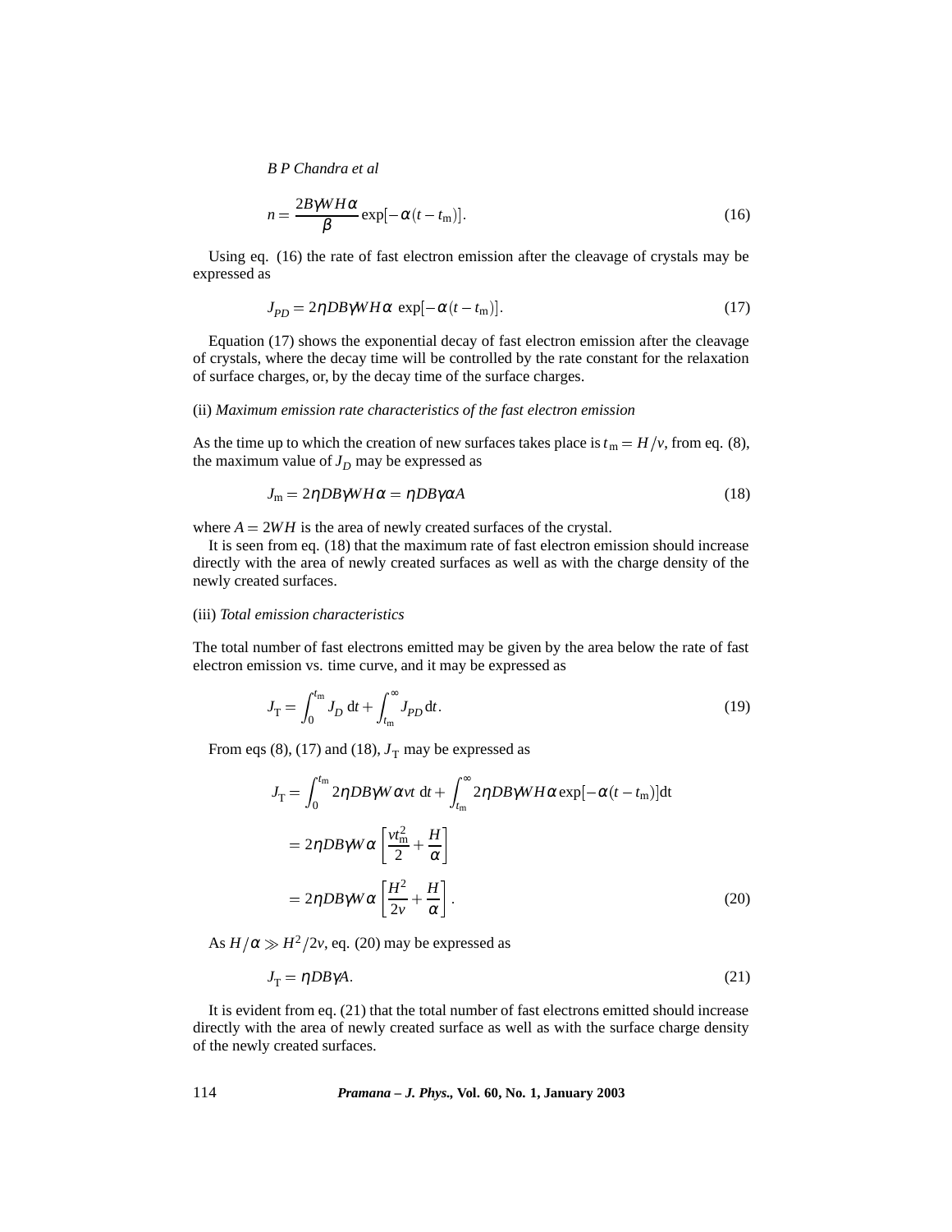$$n = \frac{2B\gamma WH\alpha}{\beta} \exp[-\alpha(t - t_{\mathrm{m}})]. \tag{16}$$

Using eq. (16) the rate of fast electron emission after the cleavage of crystals may be expressed as

$$J_{PD} = 2\eta DB\gamma WH\alpha \ \exp[-\alpha(t - t_{\mathrm{m}})]. \tag{17}$$

Equation (17) shows the exponential decay of fast electron emission after the cleavage of crystals, where the decay time will be controlled by the rate constant for the relaxation of surface charges, or, by the decay time of the surface charges.

(ii) *Maximum emission rate characteristics of the fast electron emission*

As the time up to which the creation of new surfaces takes place is $t_{\mathrm{m}} = H/v$, from eq. (8), the maximum value of $J_D$ may be expressed as

$$J_{\mathrm{m}} = 2\eta DB\gamma WH\alpha = \eta DB\gamma\alpha A \tag{18}$$

where $A = 2WH$ is the area of newly created surfaces of the crystal.

It is seen from eq. (18) that the maximum rate of fast electron emission should increase directly with the area of newly created surfaces as well as with the charge density of the newly created surfaces.

(iii) *Total emission characteristics*

The total number of fast electrons emitted may be given by the area below the rate of fast electron emission vs. time curve, and it may be expressed as

$$J_{\mathrm{T}} = \int_0^{t_{\mathrm{m}}} J_D \, \mathrm{d}t + \int_{t_{\mathrm{m}}}^{\infty} J_{PD} \, \mathrm{d}t. \tag{19}$$

From eqs (8), (17) and (18), $J_{\mathrm{T}}$ may be expressed as

$$\begin{aligned} J_{\mathrm{T}} &= \int_0^{t_{\mathrm{m}}} 2\eta DB\gamma W\alpha vt \, \mathrm{d}t + \int_{t_{\mathrm{m}}}^{\infty} 2\eta DB\gamma WH\alpha \exp[-\alpha(t - t_{\mathrm{m}})]\mathrm{d}t \\ &= 2\eta DB\gamma W\alpha \left[\frac{vt_{\mathrm{m}}^2}{2} + \frac{H}{\alpha}\right] \\ &= 2\eta DB\gamma W\alpha \left[\frac{H^2}{2v} + \frac{H}{\alpha}\right]. \end{aligned} \tag{20}$$

As $H/\alpha \gg H^2/2v$, eq. (20) may be expressed as

$$J_{\mathrm{T}} = \eta DB\gamma A. \tag{21}$$

It is evident from eq. (21) that the total number of fast electrons emitted should increase directly with the area of newly created surface as well as with the surface charge density of the newly created surfaces.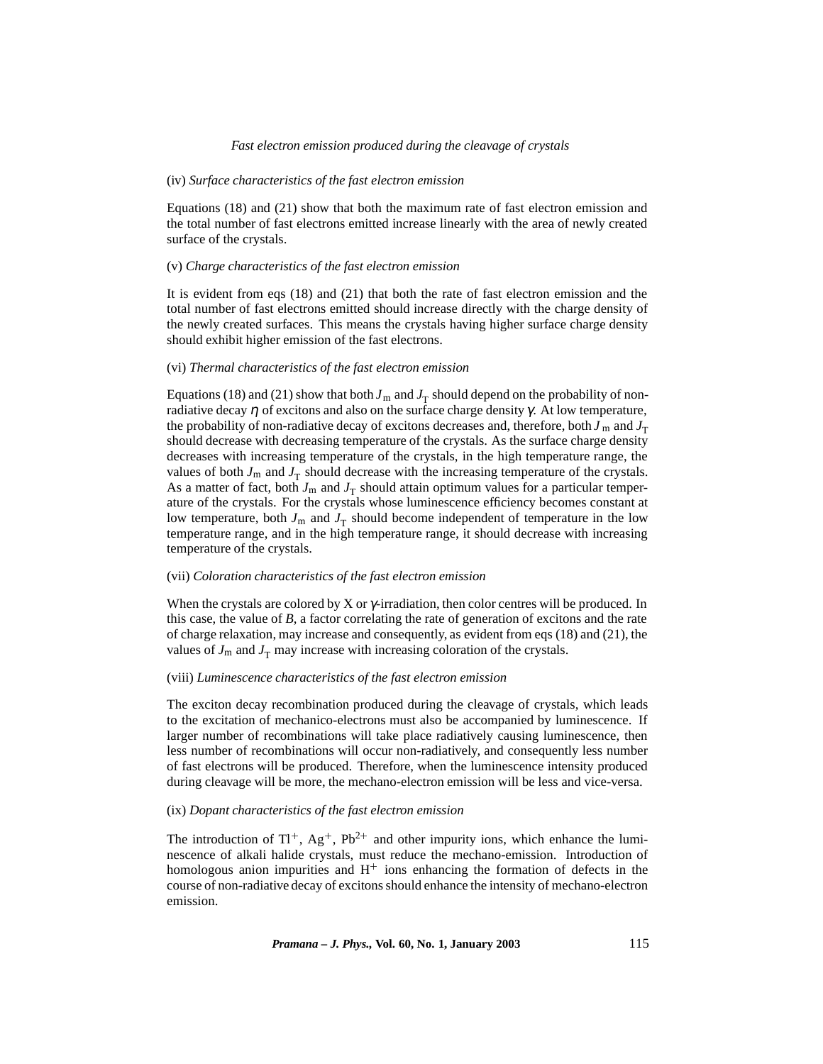(iv) *Surface characteristics of the fast electron emission*

Equations (18) and (21) show that both the maximum rate of fast electron emission and the total number of fast electrons emitted increase linearly with the area of newly created surface of the crystals.

(v) *Charge characteristics of the fast electron emission*

It is evident from eqs (18) and (21) that both the rate of fast electron emission and the total number of fast electrons emitted should increase directly with the charge density of the newly created surfaces. This means the crystals having higher surface charge density should exhibit higher emission of the fast electrons.

(vi) *Thermal characteristics of the fast electron emission*

Equations (18) and (21) show that both $J_{\mathrm{m}}$ and $J_{\mathrm{T}}$ should depend on the probability of non-radiative decay $\eta$ of excitons and also on the surface charge density $\gamma$. At low temperature, the probability of non-radiative decay of excitons decreases and, therefore, both $J_{\mathrm{m}}$ and $J_{\mathrm{T}}$ should decrease with decreasing temperature of the crystals. As the surface charge density decreases with increasing temperature of the crystals, in the high temperature range, the values of both $J_{\mathrm{m}}$ and $J_{\mathrm{T}}$ should decrease with the increasing temperature of the crystals. As a matter of fact, both $J_{\mathrm{m}}$ and $J_{\mathrm{T}}$ should attain optimum values for a particular temperature of the crystals. For the crystals whose luminescence efficiency becomes constant at low temperature, both $J_{\mathrm{m}}$ and $J_{\mathrm{T}}$ should become independent of temperature in the low temperature range, and in the high temperature range, it should decrease with increasing temperature of the crystals.

(vii) *Coloration characteristics of the fast electron emission*

When the crystals are colored by X or $\gamma$-irradiation, then color centres will be produced. In this case, the value of $B$, a factor correlating the rate of generation of excitons and the rate of charge relaxation, may increase and consequently, as evident from eqs (18) and (21), the values of $J_{\mathrm{m}}$ and $J_{\mathrm{T}}$ may increase with increasing coloration of the crystals.

(viii) *Luminescence characteristics of the fast electron emission*

The exciton decay recombination produced during the cleavage of crystals, which leads to the excitation of mechanico-electrons must also be accompanied by luminescence. If larger number of recombinations will take place radiatively causing luminescence, then less number of recombinations will occur non-radiatively, and consequently less number of fast electrons will be produced. Therefore, when the luminescence intensity produced during cleavage will be more, the mechano-electron emission will be less and vice-versa.

(ix) *Dopant characteristics of the fast electron emission*

The introduction of $Tl^{+}$, $Ag^{+}$, $Pb^{2+}$ and other impurity ions, which enhance the luminescence of alkali halide crystals, must reduce the mechano-emission. Introduction of homologous anion impurities and $H^{+}$ ions enhancing the formation of defects in the course of non-radiative decay of excitons should enhance the intensity of mechano-electron emission.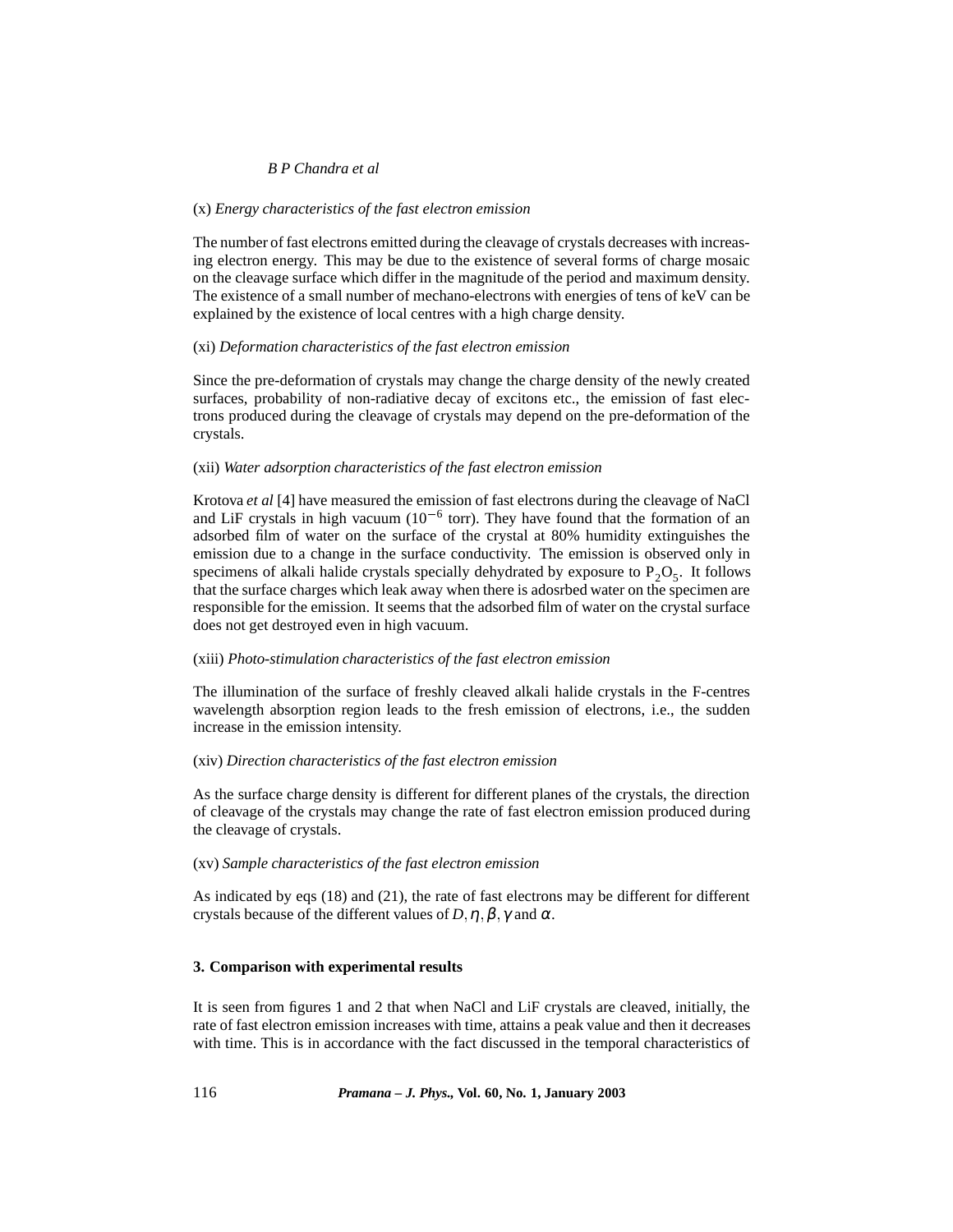(x) *Energy characteristics of the fast electron emission*

The number of fast electrons emitted during the cleavage of crystals decreases with increasing electron energy. This may be due to the existence of several forms of charge mosaic on the cleavage surface which differ in the magnitude of the period and maximum density. The existence of a small number of mechano-electrons with energies of tens of keV can be explained by the existence of local centres with a high charge density.

(xi) *Deformation characteristics of the fast electron emission*

Since the pre-deformation of crystals may change the charge density of the newly created surfaces, probability of non-radiative decay of excitons etc., the emission of fast electrons produced during the cleavage of crystals may depend on the pre-deformation of the crystals.

(xii) *Water adsorption characteristics of the fast electron emission*

Krotova *et al* [4] have measured the emission of fast electrons during the cleavage of NaCl and LiF crystals in high vacuum ($10^{-6}$ torr). They have found that the formation of an adsorbed film of water on the surface of the crystal at 80% humidity extinguishes the emission due to a change in the surface conductivity. The emission is observed only in specimens of alkali halide crystals specially dehydrated by exposure to $P_2O_5$. It follows that the surface charges which leak away when there is adosrbed water on the specimen are responsible for the emission. It seems that the adsorbed film of water on the crystal surface does not get destroyed even in high vacuum.

(xiii) *Photo-stimulation characteristics of the fast electron emission*

The illumination of the surface of freshly cleaved alkali halide crystals in the F-centres wavelength absorption region leads to the fresh emission of electrons, i.e., the sudden increase in the emission intensity.

(xiv) *Direction characteristics of the fast electron emission*

As the surface charge density is different for different planes of the crystals, the direction of cleavage of the crystals may change the rate of fast electron emission produced during the cleavage of crystals.

(xv) *Sample characteristics of the fast electron emission*

As indicated by eqs (18) and (21), the rate of fast electrons may be different for different crystals because of the different values of $D, \eta, \beta, \gamma$ and $\alpha$.

## 3. Comparison with experimental results

It is seen from figures 1 and 2 that when NaCl and LiF crystals are cleaved, initially, the rate of fast electron emission increases with time, attains a peak value and then it decreases with time. This is in accordance with the fact discussed in the temporal characteristics of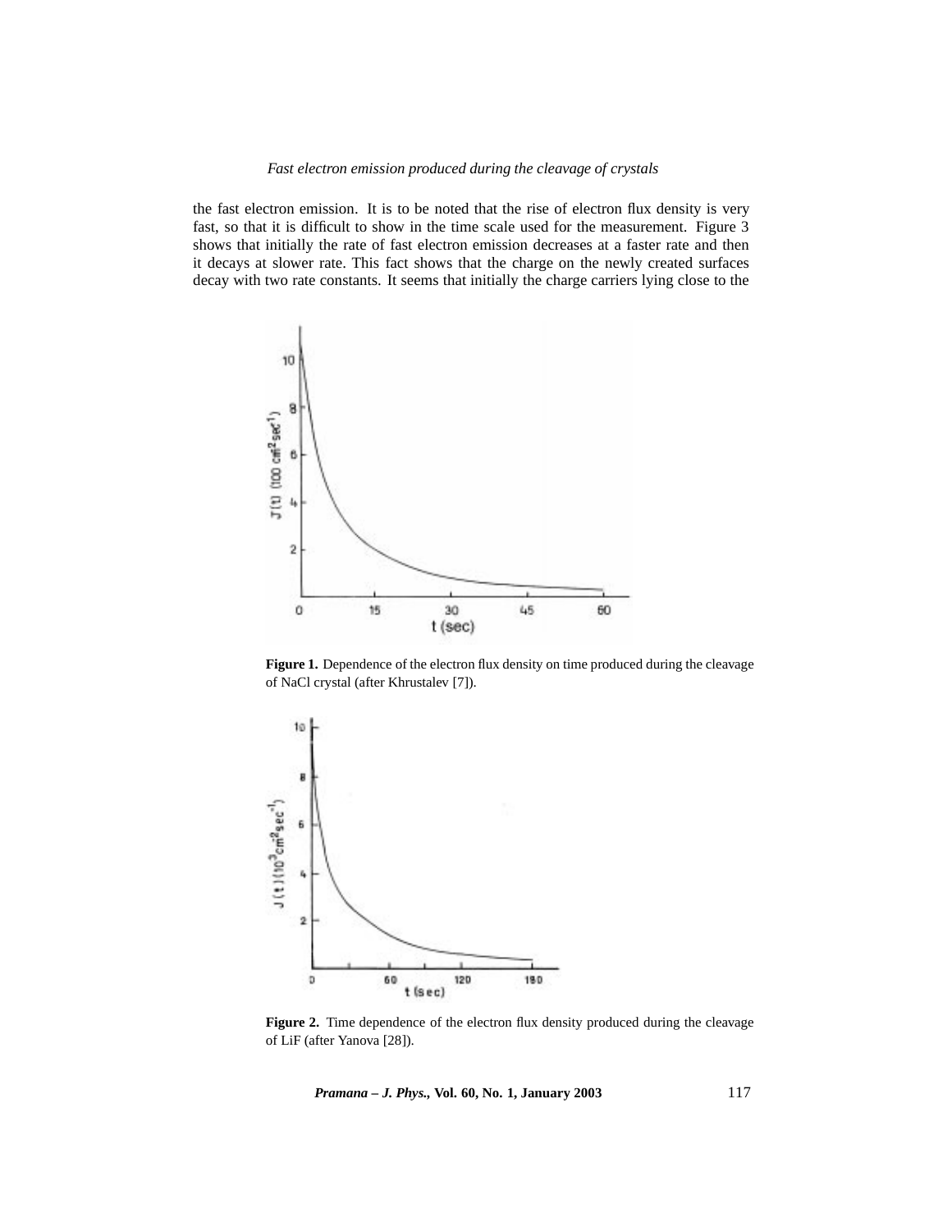the fast electron emission. It is to be noted that the rise of electron flux density is very fast, so that it is difficult to show in the time scale used for the measurement. Figure 3 shows that initially the rate of fast electron emission decreases at a faster rate and then it decays at slower rate. This fact shows that the charge on the newly created surfaces decay with two rate constants. It seems that initially the charge carriers lying close to the

**Figure 1.** Dependence of the electron flux density on time produced during the cleavage of NaCl crystal (after Khrustalev [7]).

**Figure 2.** Time dependence of the electron flux density produced during the cleavage of LiF (after Yanova [28]).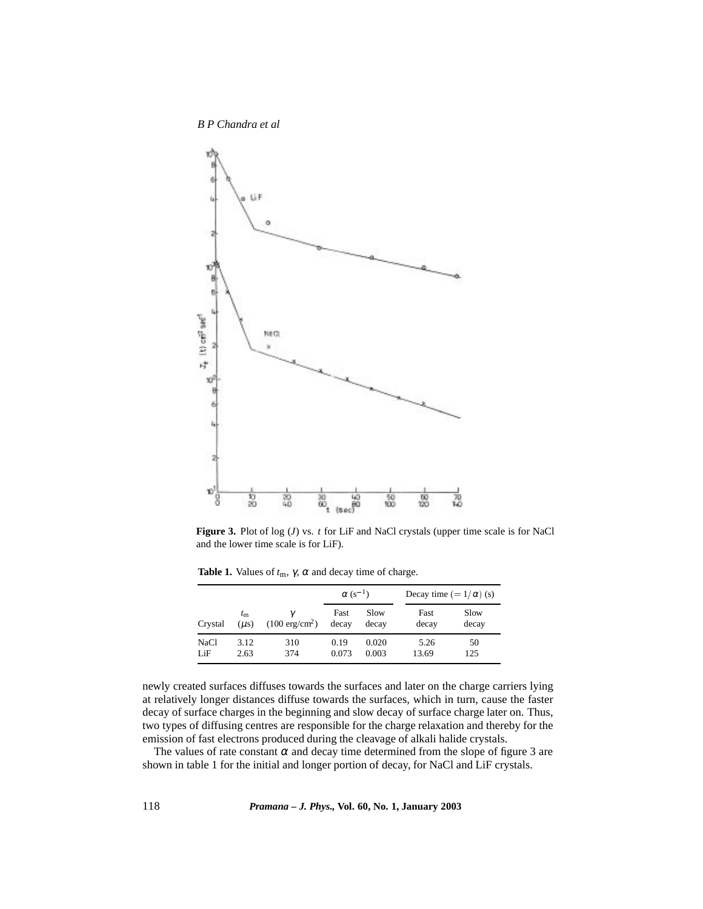**Figure 3.** Plot of log ($J$) vs. $t$ for LiF and NaCl crystals (upper time scale is for NaCl and the lower time scale is for LiF).

**Table 1.** Values of $t_m$, $\gamma$, $\alpha$ and decay time of charge.

| Crystal | $t_m$ ($\mu$s) | $\gamma$ (100 erg/cm$^2$) | $\alpha$ (s$^{-1}$) Fast decay | Slow decay | Decay time ($= 1/\alpha$) (s) Fast decay | Slow decay |
|---|---|---|---|---|---|---|
| NaCl | 3.12 | 310 | 0.19 | 0.020 | 5.26 | 50 |
| LiF | 2.63 | 374 | 0.073 | 0.003 | 13.69 | 125 |

newly created surfaces diffuses towards the surfaces and later on the charge carriers lying at relatively longer distances diffuse towards the surfaces, which in turn, cause the faster decay of surface charges in the beginning and slow decay of surface charge later on. Thus, two types of diffusing centres are responsible for the charge relaxation and thereby for the emission of fast electrons produced during the cleavage of alkali halide crystals.

The values of rate constant $\alpha$ and decay time determined from the slope of figure 3 are shown in table 1 for the initial and longer portion of decay, for NaCl and LiF crystals.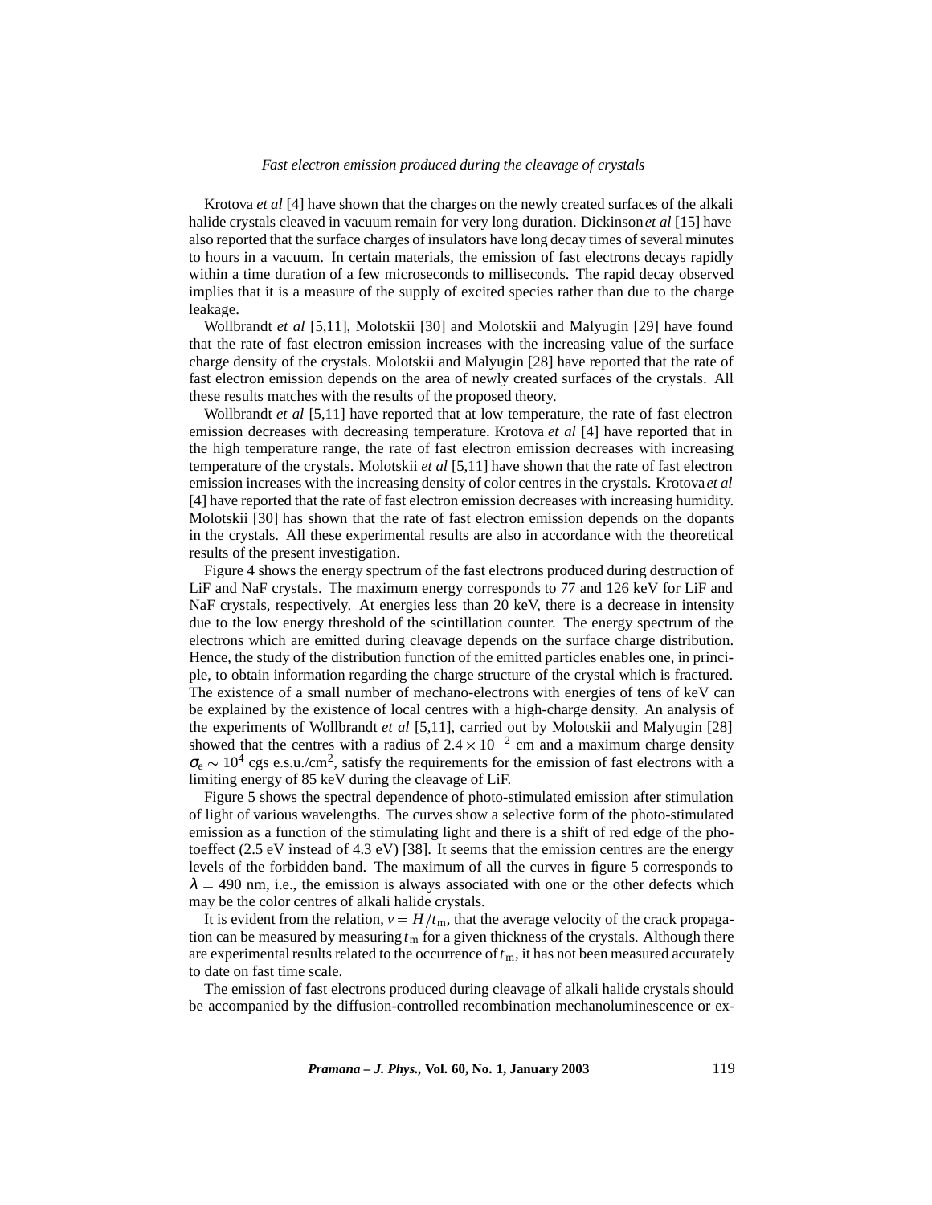Krotova *et al* [4] have shown that the charges on the newly created surfaces of the alkali halide crystals cleaved in vacuum remain for very long duration. Dickinson *et al* [15] have also reported that the surface charges of insulators have long decay times of several minutes to hours in a vacuum. In certain materials, the emission of fast electrons decays rapidly within a time duration of a few microseconds to milliseconds. The rapid decay observed implies that it is a measure of the supply of excited species rather than due to the charge leakage.

Wollbrandt *et al* [5,11], Molotskii [30] and Molotskii and Malyugin [29] have found that the rate of fast electron emission increases with the increasing value of the surface charge density of the crystals. Molotskii and Malyugin [28] have reported that the rate of fast electron emission depends on the area of newly created surfaces of the crystals. All these results matches with the results of the proposed theory.

Wollbrandt *et al* [5,11] have reported that at low temperature, the rate of fast electron emission decreases with decreasing temperature. Krotova *et al* [4] have reported that in the high temperature range, the rate of fast electron emission decreases with increasing temperature of the crystals. Molotskii *et al* [5,11] have shown that the rate of fast electron emission increases with the increasing density of color centres in the crystals. Krotova *et al* [4] have reported that the rate of fast electron emission decreases with increasing humidity. Molotskii [30] has shown that the rate of fast electron emission depends on the dopants in the crystals. All these experimental results are also in accordance with the theoretical results of the present investigation.

Figure 4 shows the energy spectrum of the fast electrons produced during destruction of LiF and NaF crystals. The maximum energy corresponds to 77 and 126 keV for LiF and NaF crystals, respectively. At energies less than 20 keV, there is a decrease in intensity due to the low energy threshold of the scintillation counter. The energy spectrum of the electrons which are emitted during cleavage depends on the surface charge distribution. Hence, the study of the distribution function of the emitted particles enables one, in principle, to obtain information regarding the charge structure of the crystal which is fractured. The existence of a small number of mechano-electrons with energies of tens of keV can be explained by the existence of local centres with a high-charge density. An analysis of the experiments of Wollbrandt *et al* [5,11], carried out by Molotskii and Malyugin [28] showed that the centres with a radius of $2.4\times10^{-2}$ cm and a maximum charge density $\sigma_e \sim 10^4$ cgs e.s.u./cm$^2$, satisfy the requirements for the emission of fast electrons with a limiting energy of 85 keV during the cleavage of LiF.

Figure 5 shows the spectral dependence of photo-stimulated emission after stimulation of light of various wavelengths. The curves show a selective form of the photo-stimulated emission as a function of the stimulating light and there is a shift of red edge of the photoeffect (2.5 eV instead of 4.3 eV) [38]. It seems that the emission centres are the energy levels of the forbidden band. The maximum of all the curves in figure 5 corresponds to $\lambda = 490$ nm, i.e., the emission is always associated with one or the other defects which may be the color centres of alkali halide crystals.

It is evident from the relation, $v = H/t_m$, that the average velocity of the crack propagation can be measured by measuring $t_m$ for a given thickness of the crystals. Although there are experimental results related to the occurrence of $t_m$, it has not been measured accurately to date on fast time scale.

The emission of fast electrons produced during cleavage of alkali halide crystals should be accompanied by the diffusion-controlled recombination mechanoluminescence or ex-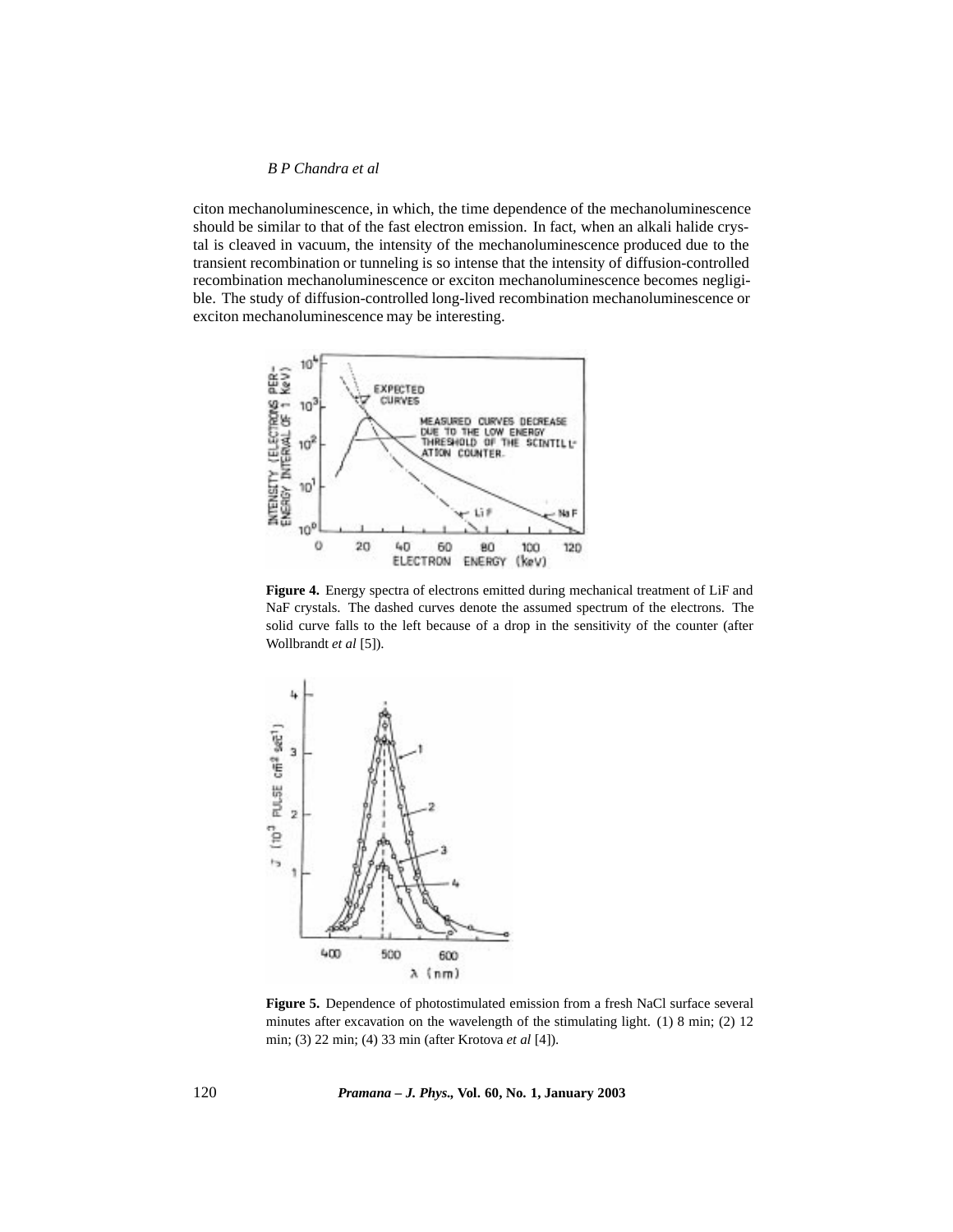citon mechanoluminescence, in which, the time dependence of the mechanoluminescence should be similar to that of the fast electron emission. In fact, when an alkali halide crystal is cleaved in vacuum, the intensity of the mechanoluminescence produced due to the transient recombination or tunneling is so intense that the intensity of diffusion-controlled recombination mechanoluminescence or exciton mechanoluminescence becomes negligible. The study of diffusion-controlled long-lived recombination mechanoluminescence or exciton mechanoluminescence may be interesting.

**Figure 4.** Energy spectra of electrons emitted during mechanical treatment of LiF and NaF crystals. The dashed curves denote the assumed spectrum of the electrons. The solid curve falls to the left because of a drop in the sensitivity of the counter (after Wollbrandt *et al* [5]).

**Figure 5.** Dependence of photostimulated emission from a fresh NaCl surface several minutes after excavation on the wavelength of the stimulating light. (1) 8 min; (2) 12 min; (3) 22 min; (4) 33 min (after Krotova *et al* [4]).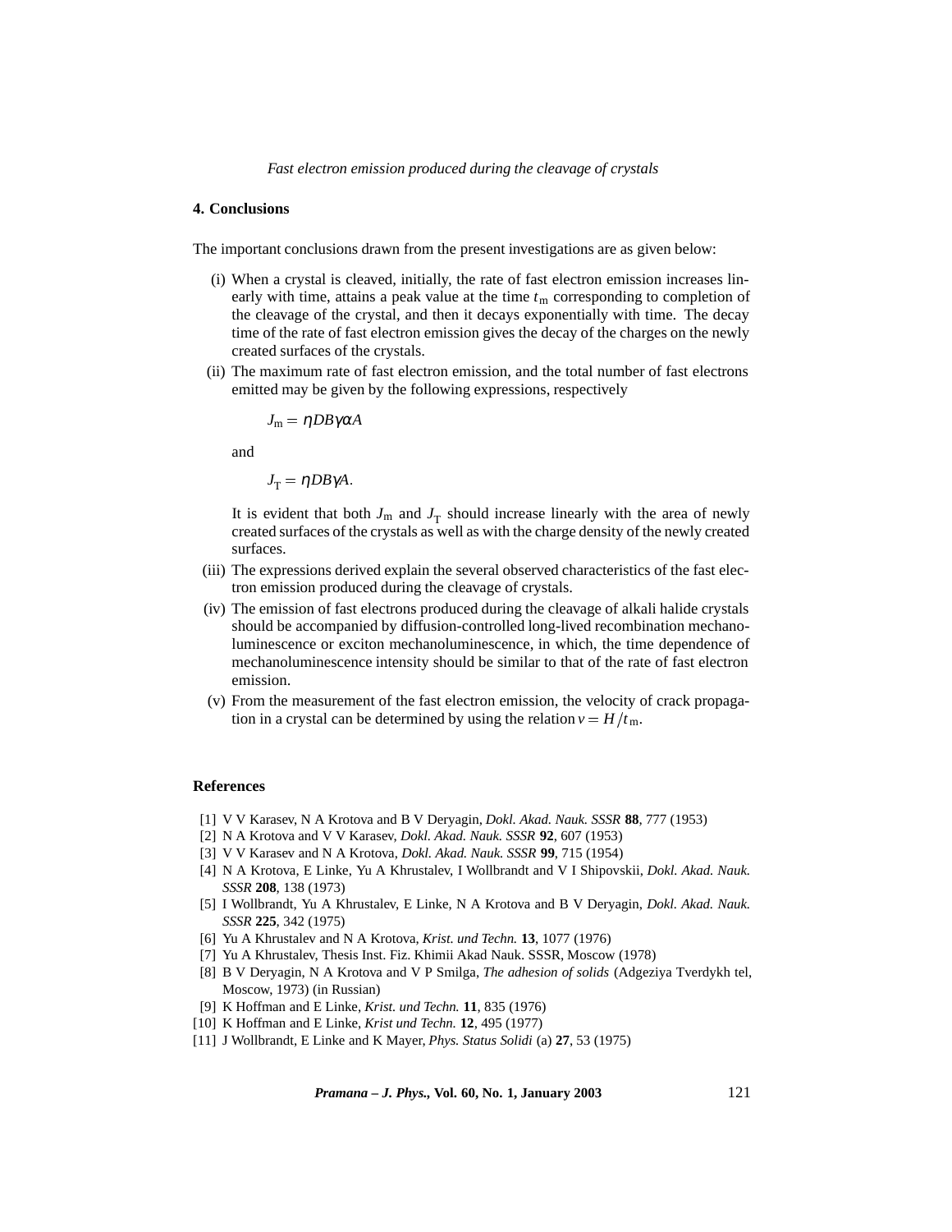## 4. Conclusions

The important conclusions drawn from the present investigations are as given below:

(i) When a crystal is cleaved, initially, the rate of fast electron emission increases linearly with time, attains a peak value at the time $t_m$ corresponding to completion of the cleavage of the crystal, and then it decays exponentially with time. The decay time of the rate of fast electron emission gives the decay of the charges on the newly created surfaces of the crystals.

(ii) The maximum rate of fast electron emission, and the total number of fast electrons emitted may be given by the following expressions, respectively

$$J_m = \eta DB\gamma\alpha A$$

and

$$J_T = \eta DB\gamma A.$$

It is evident that both $J_m$ and $J_T$ should increase linearly with the area of newly created surfaces of the crystals as well as with the charge density of the newly created surfaces.

(iii) The expressions derived explain the several observed characteristics of the fast electron emission produced during the cleavage of crystals.

(iv) The emission of fast electrons produced during the cleavage of alkali halide crystals should be accompanied by diffusion-controlled long-lived recombination mechanoluminescence or exciton mechanoluminescence, in which, the time dependence of mechanoluminescence intensity should be similar to that of the rate of fast electron emission.

(v) From the measurement of the fast electron emission, the velocity of crack propagation in a crystal can be determined by using the relation $v = H/t_m$.

## References

[1] V V Karasev, N A Krotova and B V Deryagin, *Dokl. Akad. Nauk. SSSR* **88**, 777 (1953)

[2] N A Krotova and V V Karasev, *Dokl. Akad. Nauk. SSSR* **92**, 607 (1953)

[3] V V Karasev and N A Krotova, *Dokl. Akad. Nauk. SSSR* **99**, 715 (1954)

[4] N A Krotova, E Linke, Yu A Khrustalev, I Wollbrandt and V I Shipovskii, *Dokl. Akad. Nauk. SSSR* **208**, 138 (1973)

[5] I Wollbrandt, Yu A Khrustalev, E Linke, N A Krotova and B V Deryagin, *Dokl. Akad. Nauk. SSSR* **225**, 342 (1975)

[6] Yu A Khrustalev and N A Krotova, *Krist. und Techn.* **13**, 1077 (1976)

[7] Yu A Khrustalev, Thesis Inst. Fiz. Khimii Akad Nauk. SSSR, Moscow (1978)

[8] B V Deryagin, N A Krotova and V P Smilga, *The adhesion of solids* (Adgeziya Tverdykh tel, Moscow, 1973) (in Russian)

[9] K Hoffman and E Linke, *Krist. und Techn.* **11**, 835 (1976)

[10] K Hoffman and E Linke, *Krist und Techn.* **12**, 495 (1977)

[11] J Wollbrandt, E Linke and K Mayer, *Phys. Status Solidi* (a) **27**, 53 (1975)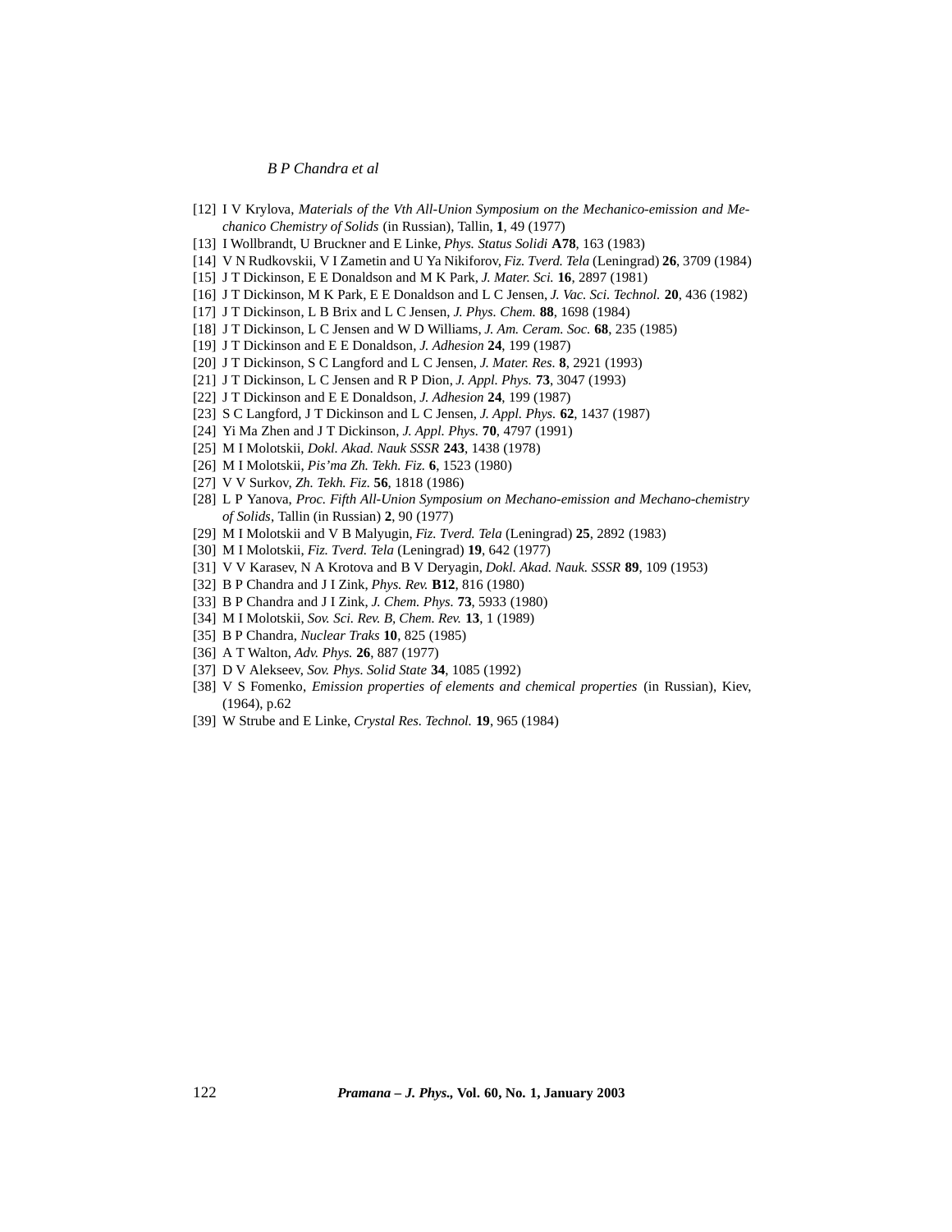[12] I V Krylova, *Materials of the Vth All-Union Symposium on the Mechanico-emission and Mechanico Chemistry of Solids* (in Russian), Tallin, **1**, 49 (1977)
[13] I Wollbrandt, U Bruckner and E Linke, *Phys. Status Solidi* **A78**, 163 (1983)
[14] V N Rudkovskii, V I Zametin and U Ya Nikiforov, *Fiz. Tverd. Tela* (Leningrad) **26**, 3709 (1984)
[15] J T Dickinson, E E Donaldson and M K Park, *J. Mater. Sci.* **16**, 2897 (1981)
[16] J T Dickinson, M K Park, E E Donaldson and L C Jensen, *J. Vac. Sci. Technol.* **20**, 436 (1982)
[17] J T Dickinson, L B Brix and L C Jensen, *J. Phys. Chem.* **88**, 1698 (1984)
[18] J T Dickinson, L C Jensen and W D Williams, *J. Am. Ceram. Soc.* **68**, 235 (1985)
[19] J T Dickinson and E E Donaldson, *J. Adhesion* **24**, 199 (1987)
[20] J T Dickinson, S C Langford and L C Jensen, *J. Mater. Res.* **8**, 2921 (1993)
[21] J T Dickinson, L C Jensen and R P Dion, *J. Appl. Phys.* **73**, 3047 (1993)
[22] J T Dickinson and E E Donaldson, *J. Adhesion* **24**, 199 (1987)
[23] S C Langford, J T Dickinson and L C Jensen, *J. Appl. Phys.* **62**, 1437 (1987)
[24] Yi Ma Zhen and J T Dickinson, *J. Appl. Phys.* **70**, 4797 (1991)
[25] M I Molotskii, *Dokl. Akad. Nauk SSSR* **243**, 1438 (1978)
[26] M I Molotskii, *Pis'ma Zh. Tekh. Fiz.* **6**, 1523 (1980)
[27] V V Surkov, *Zh. Tekh. Fiz.* **56**, 1818 (1986)
[28] L P Yanova, *Proc. Fifth All-Union Symposium on Mechano-emission and Mechano-chemistry of Solids*, Tallin (in Russian) **2**, 90 (1977)
[29] M I Molotskii and V B Malyugin, *Fiz. Tverd. Tela* (Leningrad) **25**, 2892 (1983)
[30] M I Molotskii, *Fiz. Tverd. Tela* (Leningrad) **19**, 642 (1977)
[31] V V Karasev, N A Krotova and B V Deryagin, *Dokl. Akad. Nauk. SSSR* **89**, 109 (1953)
[32] B P Chandra and J I Zink, *Phys. Rev.* **B12**, 816 (1980)
[33] B P Chandra and J I Zink, *J. Chem. Phys.* **73**, 5933 (1980)
[34] M I Molotskii, *Sov. Sci. Rev. B, Chem. Rev.* **13**, 1 (1989)
[35] B P Chandra, *Nuclear Traks* **10**, 825 (1985)
[36] A T Walton, *Adv. Phys.* **26**, 887 (1977)
[37] D V Alekseev, *Sov. Phys. Solid State* **34**, 1085 (1992)
[38] V S Fomenko, *Emission properties of elements and chemical properties* (in Russian), Kiev, (1964), p.62
[39] W Strube and E Linke, *Crystal Res. Technol.* **19**, 965 (1984)